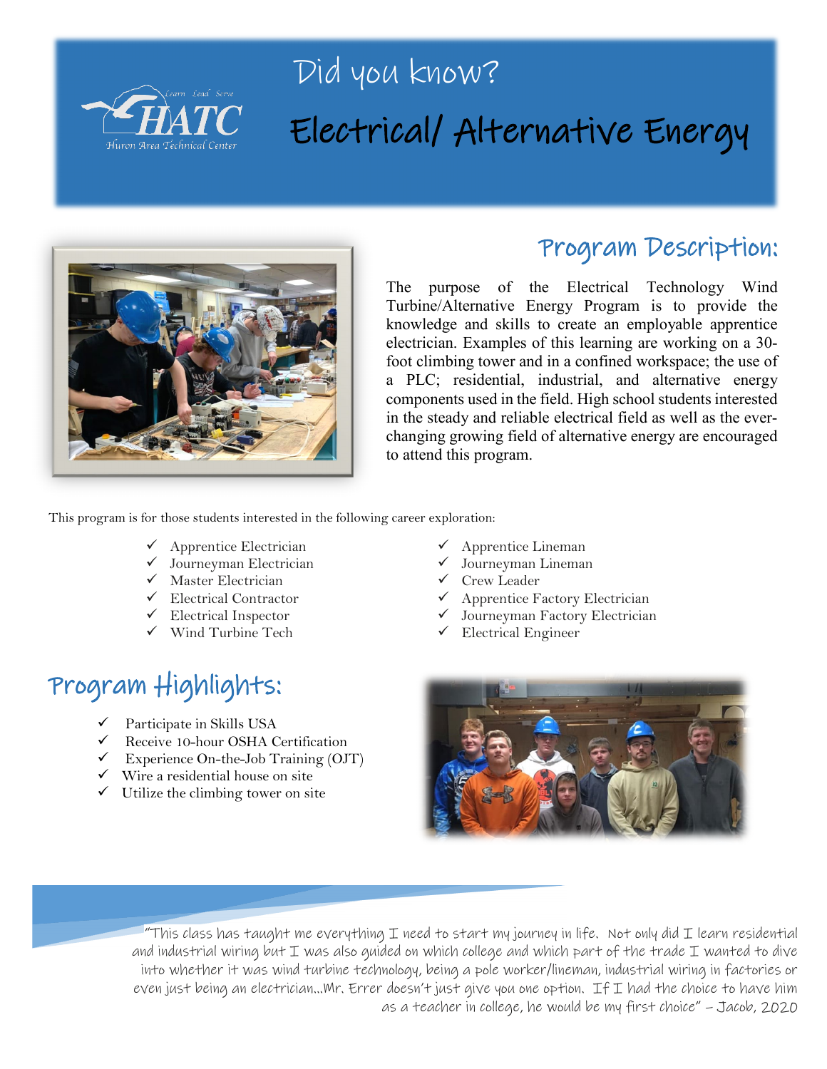# Did you know?

# Electrical/ Alternative Energy

## Program Description:

The purpose of the Electrical Technology Wind Turbine/Alternative Energy Program is to provide the knowledge and skills to create an employable apprentice electrician. Examples of this learning are working on a 30-foot climbing tower and in a confined workspace; the use of a PLC; residential, industrial, and alternative energy components used in the field. High school students interested in the steady and reliable electrical field as well as the ever-changing growing field of alternative energy are encouraged to attend this program.

This program is for those students interested in the following career exploration:

- ✓ Apprentice Electrician
- ✓ Journeyman Electrician
- ✓ Master Electrician
- ✓ Electrical Contractor
- ✓ Electrical Inspector
- ✓ Wind Turbine Tech
- ✓ Apprentice Lineman
- ✓ Journeyman Lineman
- ✓ Crew Leader
- ✓ Apprentice Factory Electrician
- ✓ Journeyman Factory Electrician
- ✓ Electrical Engineer

## Program Highlights:

- ✓ Participate in Skills USA
- ✓ Receive 10-hour OSHA Certification
- ✓ Experience On-the-Job Training (OJT)
- ✓ Wire a residential house on site
- ✓ Utilize the climbing tower on site

*"This class has taught me everything I need to start my journey in life. Not only did I learn residential and industrial wiring but I was also guided on which college and which part of the trade I wanted to dive into whether it was wind turbine technology, being a pole worker/lineman, industrial wiring in factories or even just being an electrician…Mr. Errer doesn't just give you one option. If I had the choice to have him as a teacher in college, he would be my first choice" – Jacob, 2020*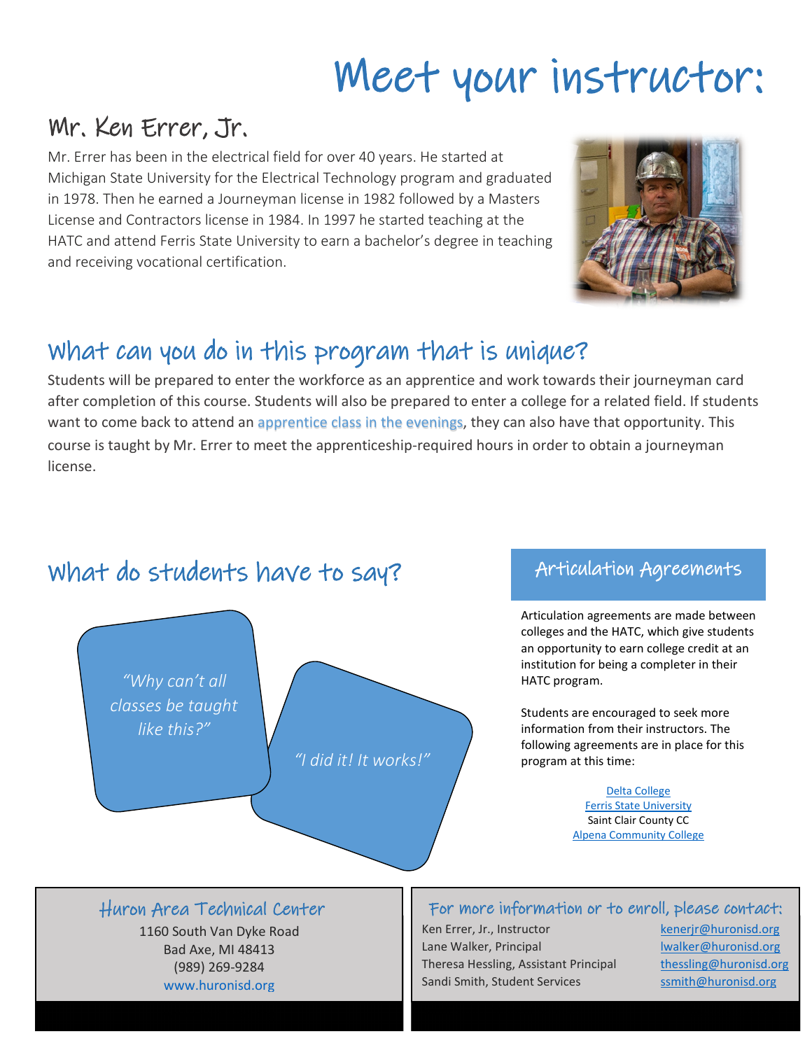# Meet your instructor:

## Mr. Ken Errer, Jr.

Mr. Errer has been in the electrical field for over 40 years. He started at Michigan State University for the Electrical Technology program and graduated in 1978. Then he earned a Journeyman license in 1982 followed by a Masters License and Contractors license in 1984. In 1997 he started teaching at the HATC and attend Ferris State University to earn a bachelor's degree in teaching and receiving vocational certification.

## What can you do in this program that is unique?

Students will be prepared to enter the workforce as an apprentice and work towards their journeyman card after completion of this course. Students will also be prepared to enter a college for a related field. If students want to come back to attend an apprentice class in the evenings, they can also have that opportunity. This course is taught by Mr. Errer to meet the apprenticeship-required hours in order to obtain a journeyman license.

## What do students have to say?

*"Why can't all classes be taught like this?"*

*"I did it! It works!"*

## Articulation Agreements

Articulation agreements are made between colleges and the HATC, which give students an opportunity to earn college credit at an institution for being a completer in their HATC program.

Students are encouraged to seek more information from their instructors. The following agreements are in place for this program at this time:

Delta College
Ferris State University
Saint Clair County CC
Alpena Community College

### Huron Area Technical Center

1160 South Van Dyke Road
Bad Axe, MI 48413
(989) 269-9284
www.huronisd.org

### For more information or to enroll, please contact:

| | |
|---|---|
| Ken Errer, Jr., Instructor | kenerjr@huronisd.org |
| Lane Walker, Principal | lwalker@huronisd.org |
| Theresa Hessling, Assistant Principal | thessling@huronisd.org |
| Sandi Smith, Student Services | ssmith@huronisd.org |